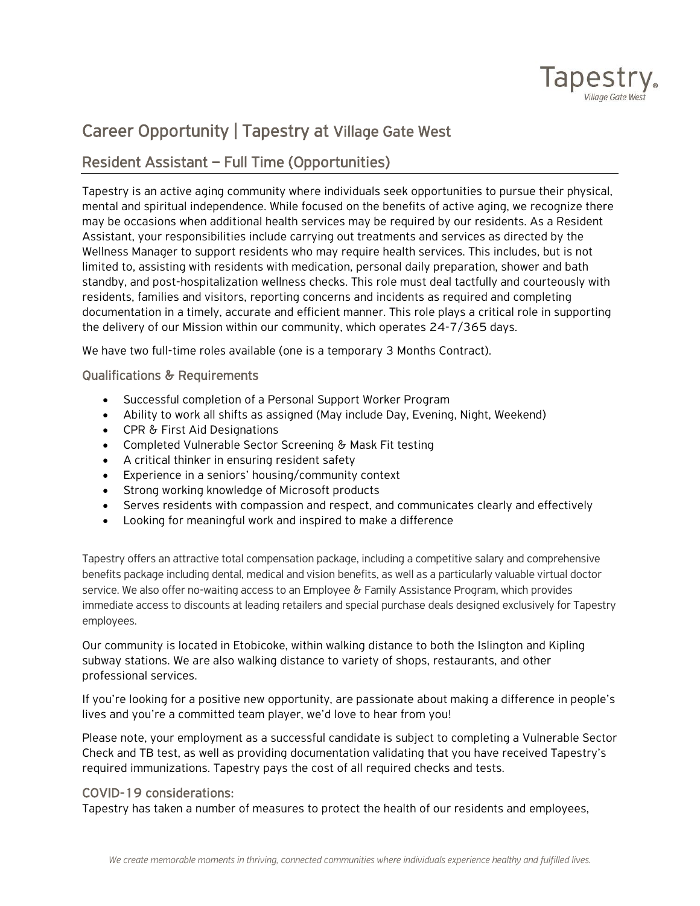# Career Opportunity | Tapestry at Village Gate West

## Resident Assistant – Full Time (Opportunities)

Tapestry is an active aging community where individuals seek opportunities to pursue their physical, mental and spiritual independence. While focused on the benefits of active aging, we recognize there may be occasions when additional health services may be required by our residents. As a Resident Assistant, your responsibilities include carrying out treatments and services as directed by the Wellness Manager to support residents who may require health services. This includes, but is not limited to, assisting with residents with medication, personal daily preparation, shower and bath standby, and post-hospitalization wellness checks. This role must deal tactfully and courteously with residents, families and visitors, reporting concerns and incidents as required and completing documentation in a timely, accurate and efficient manner. This role plays a critical role in supporting the delivery of our Mission within our community, which operates 24-7/365 days.

We have two full-time roles available (one is a temporary 3 Months Contract).

### Qualifications & Requirements

- Successful completion of a Personal Support Worker Program
- Ability to work all shifts as assigned (May include Day, Evening, Night, Weekend)
- CPR & First Aid Designations
- Completed Vulnerable Sector Screening & Mask Fit testing
- A critical thinker in ensuring resident safety
- Experience in a seniors' housing/community context
- Strong working knowledge of Microsoft products
- Serves residents with compassion and respect, and communicates clearly and effectively
- Looking for meaningful work and inspired to make a difference

Tapestry offers an attractive total compensation package, including a competitive salary and comprehensive benefits package including dental, medical and vision benefits, as well as a particularly valuable virtual doctor service. We also offer no-waiting access to an Employee & Family Assistance Program, which provides immediate access to discounts at leading retailers and special purchase deals designed exclusively for Tapestry employees.

Our community is located in Etobicoke, within walking distance to both the Islington and Kipling subway stations. We are also walking distance to variety of shops, restaurants, and other professional services.

If you're looking for a positive new opportunity, are passionate about making a difference in people's lives and you're a committed team player, we'd love to hear from you!

Please note, your employment as a successful candidate is subject to completing a Vulnerable Sector Check and TB test, as well as providing documentation validating that you have received Tapestry's required immunizations. Tapestry pays the cost of all required checks and tests.

### COVID-19 considerations:

Tapestry has taken a number of measures to protect the health of our residents and employees,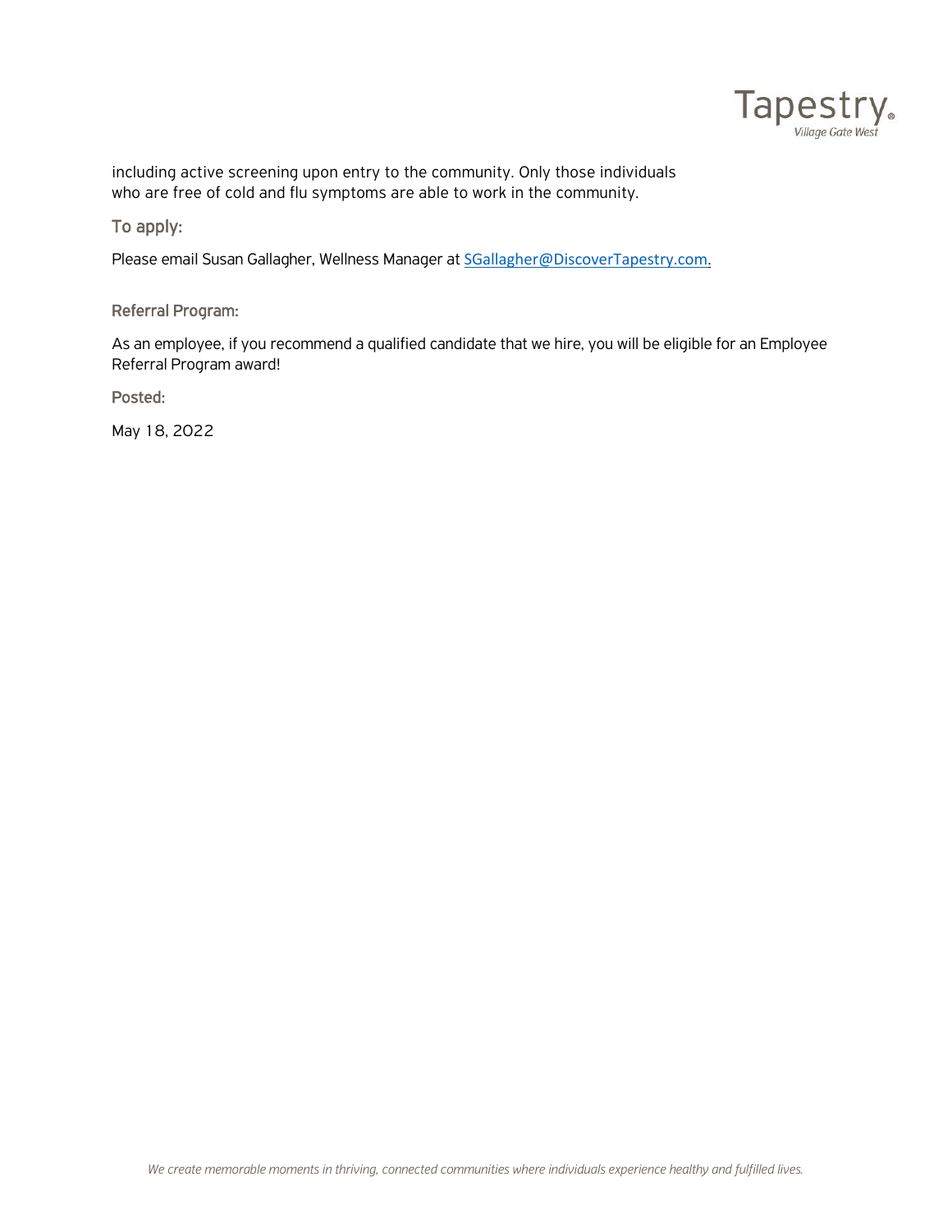including active screening upon entry to the community. Only those individuals who are free of cold and flu symptoms are able to work in the community.

### To apply:

Please email Susan Gallagher, Wellness Manager at SGallagher@DiscoverTapestry.com.

### Referral Program:

As an employee, if you recommend a qualified candidate that we hire, you will be eligible for an Employee Referral Program award!

### Posted:

May 18, 2022